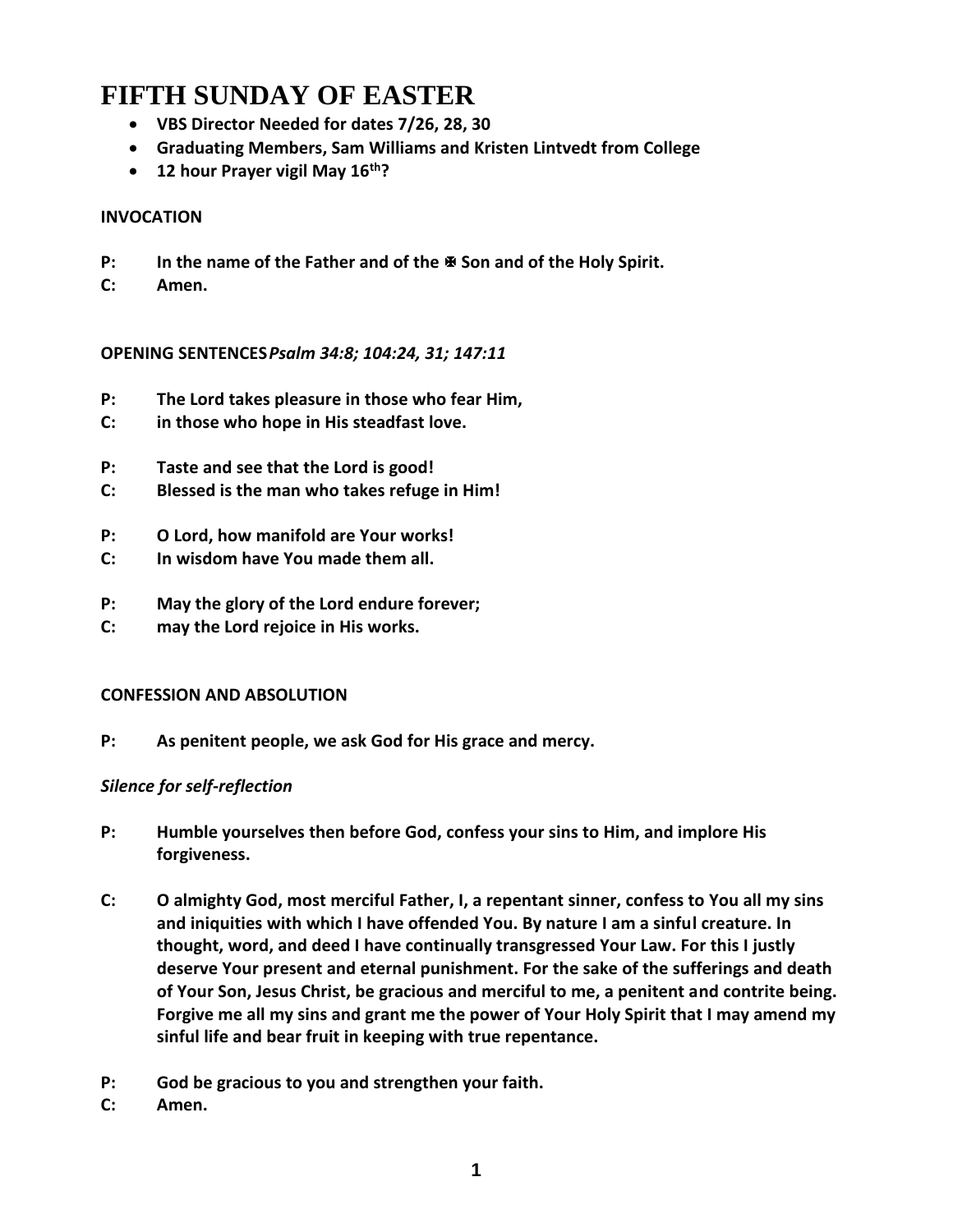# FIFTH SUNDAY OF EASTER

- **VBS Director Needed for dates 7/26, 28, 30**
- **Graduating Members, Sam Williams and Kristen Lintvedt from College**
- **12 hour Prayer vigil May 16th?**

**INVOCATION**

**P: In the name of the Father and of the ✠ Son and of the Holy Spirit.**
**C: Amen.**

**OPENING SENTENCES** ***Psalm 34:8; 104:24, 31; 147:11***

**P: The Lord takes pleasure in those who fear Him,**
**C: in those who hope in His steadfast love.**

**P: Taste and see that the Lord is good!**
**C: Blessed is the man who takes refuge in Him!**

**P: O Lord, how manifold are Your works!**
**C: In wisdom have You made them all.**

**P: May the glory of the Lord endure forever;**
**C: may the Lord rejoice in His works.**

**CONFESSION AND ABSOLUTION**

**P: As penitent people, we ask God for His grace and mercy.**

***Silence for self-reflection***

**P: Humble yourselves then before God, confess your sins to Him, and implore His forgiveness.**

**C: O almighty God, most merciful Father, I, a repentant sinner, confess to You all my sins and iniquities with which I have offended You. By nature I am a sinful creature. In thought, word, and deed I have continually transgressed Your Law. For this I justly deserve Your present and eternal punishment. For the sake of the sufferings and death of Your Son, Jesus Christ, be gracious and merciful to me, a penitent and contrite being. Forgive me all my sins and grant me the power of Your Holy Spirit that I may amend my sinful life and bear fruit in keeping with true repentance.**

**P: God be gracious to you and strengthen your faith.**
**C: Amen.**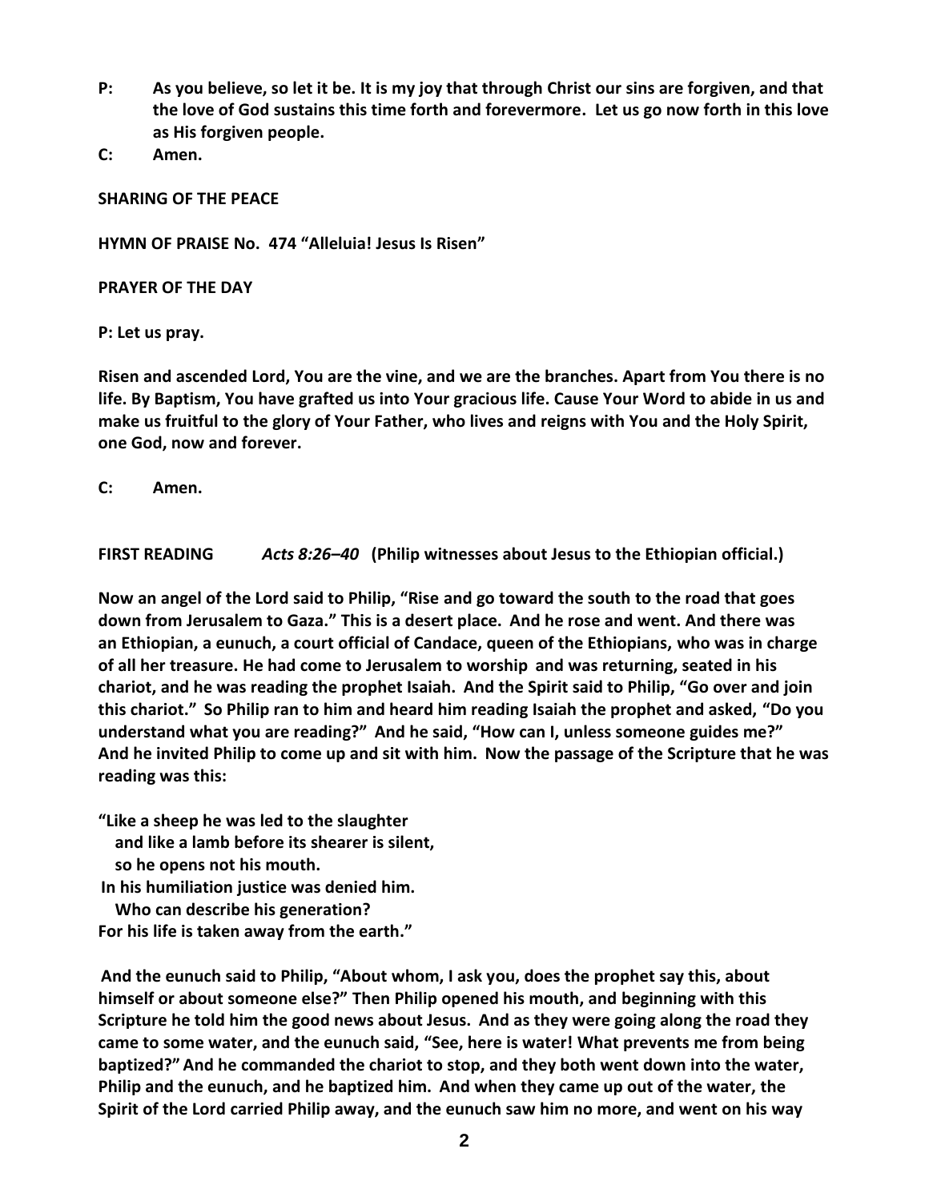**P: As you believe, so let it be. It is my joy that through Christ our sins are forgiven, and that the love of God sustains this time forth and forevermore. Let us go now forth in this love as His forgiven people.**

**C: Amen.**

**SHARING OF THE PEACE**

**HYMN OF PRAISE No. 474 "Alleluia! Jesus Is Risen"**

**PRAYER OF THE DAY**

**P: Let us pray.**

**Risen and ascended Lord, You are the vine, and we are the branches. Apart from You there is no life. By Baptism, You have grafted us into Your gracious life. Cause Your Word to abide in us and make us fruitful to the glory of Your Father, who lives and reigns with You and the Holy Spirit, one God, now and forever.**

**C: Amen.**

**FIRST READING** ***Acts 8:26–40*** **(Philip witnesses about Jesus to the Ethiopian official.)**

**Now an angel of the Lord said to Philip, "Rise and go toward the south to the road that goes down from Jerusalem to Gaza." This is a desert place. And he rose and went. And there was an Ethiopian, a eunuch, a court official of Candace, queen of the Ethiopians, who was in charge of all her treasure. He had come to Jerusalem to worship and was returning, seated in his chariot, and he was reading the prophet Isaiah. And the Spirit said to Philip, "Go over and join this chariot." So Philip ran to him and heard him reading Isaiah the prophet and asked, "Do you understand what you are reading?" And he said, "How can I, unless someone guides me?" And he invited Philip to come up and sit with him. Now the passage of the Scripture that he was reading was this:**

**"Like a sheep he was led to the slaughter**
**and like a lamb before its shearer is silent,**
**so he opens not his mouth.**
**In his humiliation justice was denied him.**
**Who can describe his generation?**
**For his life is taken away from the earth."**

**And the eunuch said to Philip, "About whom, I ask you, does the prophet say this, about himself or about someone else?" Then Philip opened his mouth, and beginning with this Scripture he told him the good news about Jesus. And as they were going along the road they came to some water, and the eunuch said, "See, here is water! What prevents me from being baptized?" And he commanded the chariot to stop, and they both went down into the water, Philip and the eunuch, and he baptized him. And when they came up out of the water, the Spirit of the Lord carried Philip away, and the eunuch saw him no more, and went on his way**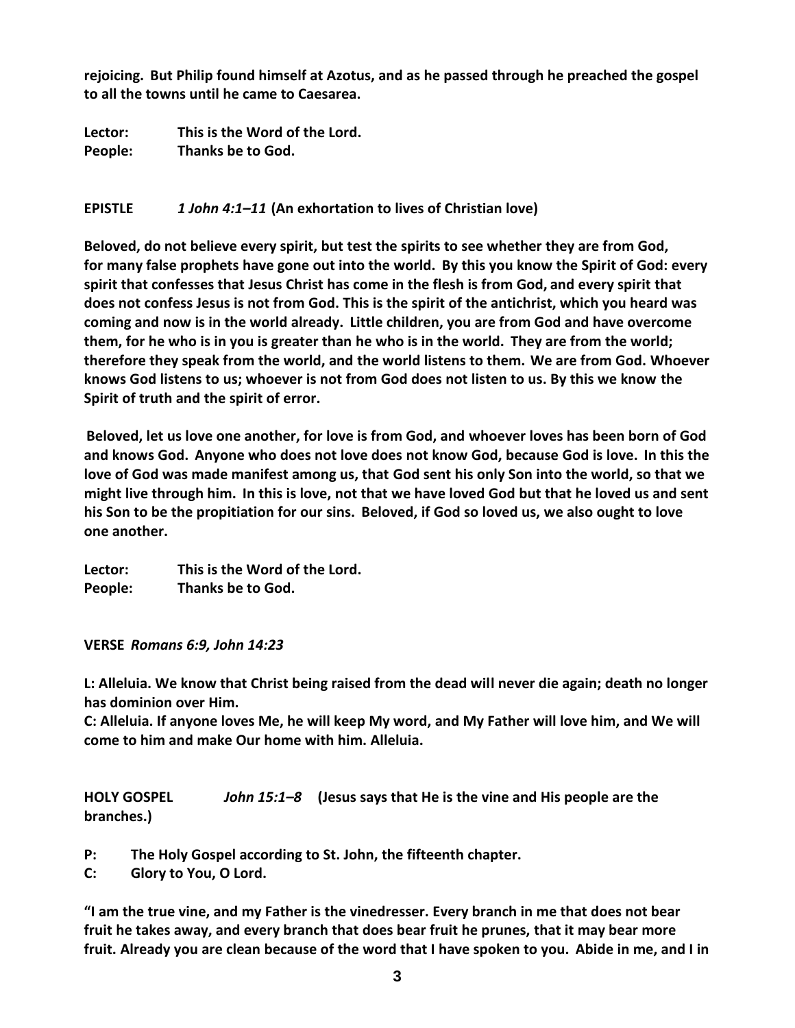**rejoicing. But Philip found himself at Azotus, and as he passed through he preached the gospel to all the towns until he came to Caesarea.**

**Lector: This is the Word of the Lord.**
**People: Thanks be to God.**

**EPISTLE** ***1 John 4:1–11*** **(An exhortation to lives of Christian love)**

**Beloved, do not believe every spirit, but test the spirits to see whether they are from God, for many false prophets have gone out into the world. By this you know the Spirit of God: every spirit that confesses that Jesus Christ has come in the flesh is from God, and every spirit that does not confess Jesus is not from God. This is the spirit of the antichrist, which you heard was coming and now is in the world already. Little children, you are from God and have overcome them, for he who is in you is greater than he who is in the world. They are from the world; therefore they speak from the world, and the world listens to them. We are from God. Whoever knows God listens to us; whoever is not from God does not listen to us. By this we know the Spirit of truth and the spirit of error.**

**Beloved, let us love one another, for love is from God, and whoever loves has been born of God and knows God. Anyone who does not love does not know God, because God is love. In this the love of God was made manifest among us, that God sent his only Son into the world, so that we might live through him. In this is love, not that we have loved God but that he loved us and sent his Son to be the propitiation for our sins. Beloved, if God so loved us, we also ought to love one another.**

**Lector: This is the Word of the Lord.**
**People: Thanks be to God.**

**VERSE** ***Romans 6:9, John 14:23***

**L: Alleluia. We know that Christ being raised from the dead will never die again; death no longer has dominion over Him.**
**C: Alleluia. If anyone loves Me, he will keep My word, and My Father will love him, and We will come to him and make Our home with him. Alleluia.**

**HOLY GOSPEL** ***John 15:1–8*** **(Jesus says that He is the vine and His people are the branches.)**

**P: The Holy Gospel according to St. John, the fifteenth chapter.**
**C: Glory to You, O Lord.**

**"I am the true vine, and my Father is the vinedresser. Every branch in me that does not bear fruit he takes away, and every branch that does bear fruit he prunes, that it may bear more fruit. Already you are clean because of the word that I have spoken to you. Abide in me, and I in**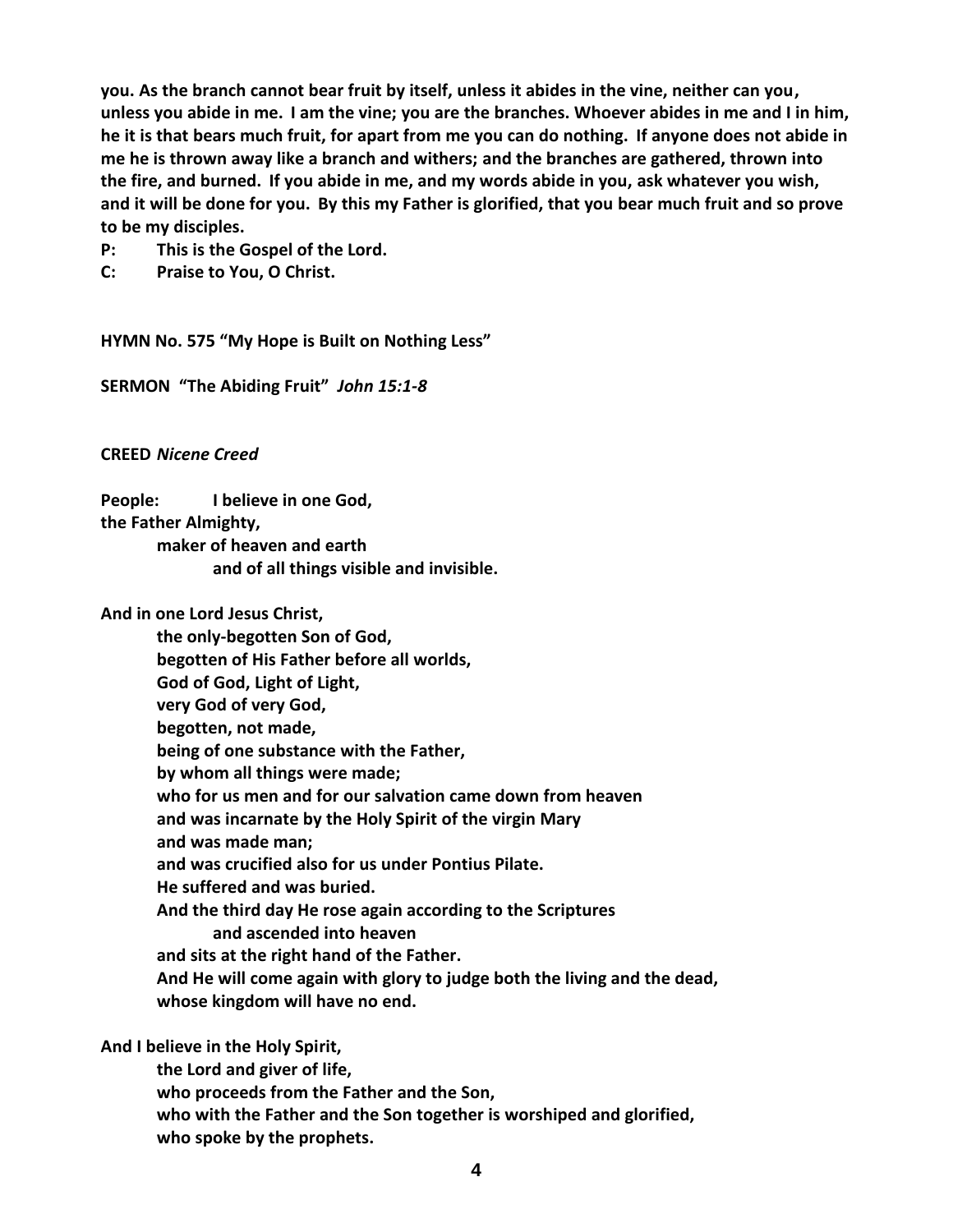**you. As the branch cannot bear fruit by itself, unless it abides in the vine, neither can you, unless you abide in me. I am the vine; you are the branches. Whoever abides in me and I in him, he it is that bears much fruit, for apart from me you can do nothing. If anyone does not abide in me he is thrown away like a branch and withers; and the branches are gathered, thrown into the fire, and burned. If you abide in me, and my words abide in you, ask whatever you wish, and it will be done for you. By this my Father is glorified, that you bear much fruit and so prove to be my disciples.**

**P: This is the Gospel of the Lord.**

**C: Praise to You, O Christ.**

**HYMN No. 575 "My Hope is Built on Nothing Less"**

**SERMON "The Abiding Fruit"** ***John 15:1-8***

**CREED** ***Nicene Creed***

**People: I believe in one God,**
**the Father Almighty,**
**maker of heaven and earth**
**and of all things visible and invisible.**

**And in one Lord Jesus Christ,**
**the only-begotten Son of God,**
**begotten of His Father before all worlds,**
**God of God, Light of Light,**
**very God of very God,**
**begotten, not made,**
**being of one substance with the Father,**
**by whom all things were made;**
**who for us men and for our salvation came down from heaven**
**and was incarnate by the Holy Spirit of the virgin Mary**
**and was made man;**
**and was crucified also for us under Pontius Pilate.**
**He suffered and was buried.**
**And the third day He rose again according to the Scriptures**
**and ascended into heaven**
**and sits at the right hand of the Father.**
**And He will come again with glory to judge both the living and the dead,**
**whose kingdom will have no end.**

**And I believe in the Holy Spirit,**
**the Lord and giver of life,**
**who proceeds from the Father and the Son,**
**who with the Father and the Son together is worshiped and glorified,**
**who spoke by the prophets.**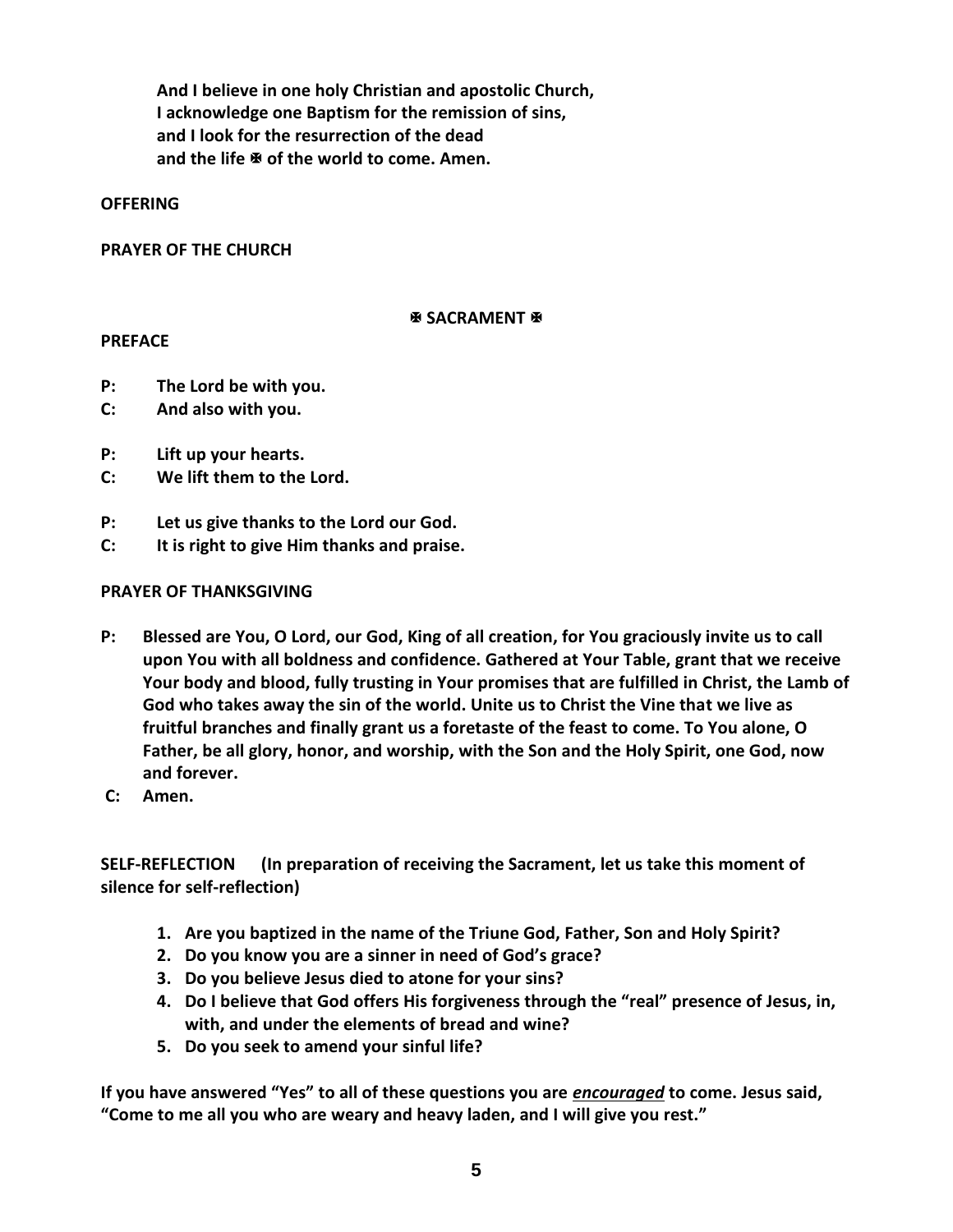**And I believe in one holy Christian and apostolic Church,**
**I acknowledge one Baptism for the remission of sins,**
**and I look for the resurrection of the dead**
**and the life ✠ of the world to come. Amen.**

**OFFERING**

**PRAYER OF THE CHURCH**

## ✠ SACRAMENT ✠

**PREFACE**

**P: The Lord be with you.**
**C: And also with you.**

**P: Lift up your hearts.**
**C: We lift them to the Lord.**

**P: Let us give thanks to the Lord our God.**
**C: It is right to give Him thanks and praise.**

**PRAYER OF THANKSGIVING**

**P: Blessed are You, O Lord, our God, King of all creation, for You graciously invite us to call upon You with all boldness and confidence. Gathered at Your Table, grant that we receive Your body and blood, fully trusting in Your promises that are fulfilled in Christ, the Lamb of God who takes away the sin of the world. Unite us to Christ the Vine that we live as fruitful branches and finally grant us a foretaste of the feast to come. To You alone, O Father, be all glory, honor, and worship, with the Son and the Holy Spirit, one God, now and forever.**
**C: Amen.**

**SELF-REFLECTION (In preparation of receiving the Sacrament, let us take this moment of silence for self-reflection)**

1. **Are you baptized in the name of the Triune God, Father, Son and Holy Spirit?**
2. **Do you know you are a sinner in need of God's grace?**
3. **Do you believe Jesus died to atone for your sins?**
4. **Do I believe that God offers His forgiveness through the "real" presence of Jesus, in, with, and under the elements of bread and wine?**
5. **Do you seek to amend your sinful life?**

**If you have answered "Yes" to all of these questions you are *encouraged* to come. Jesus said, "Come to me all you who are weary and heavy laden, and I will give you rest."**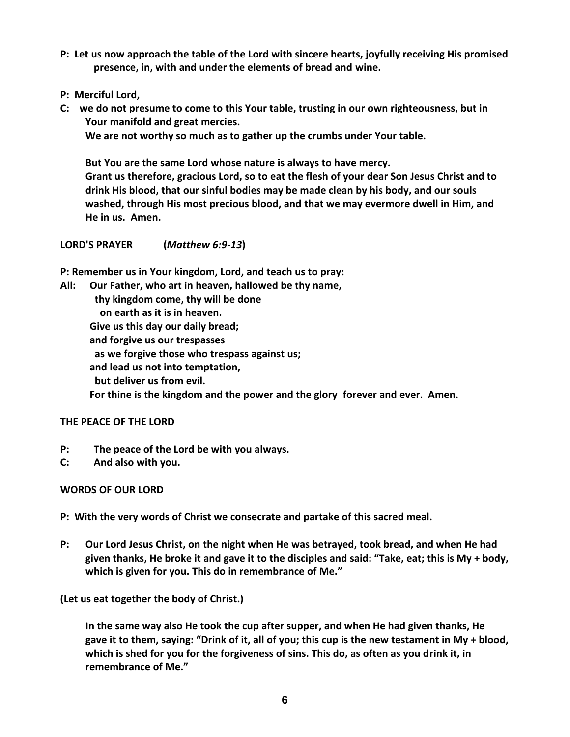**P: Let us now approach the table of the Lord with sincere hearts, joyfully receiving His promised presence, in, with and under the elements of bread and wine.**

**P: Merciful Lord,**

**C: we do not presume to come to this Your table, trusting in our own righteousness, but in Your manifold and great mercies.**
**We are not worthy so much as to gather up the crumbs under Your table.**

**But You are the same Lord whose nature is always to have mercy.**
**Grant us therefore, gracious Lord, so to eat the flesh of your dear Son Jesus Christ and to drink His blood, that our sinful bodies may be made clean by his body, and our souls washed, through His most precious blood, and that we may evermore dwell in Him, and He in us. Amen.**

**LORD'S PRAYER (*Matthew 6:9-13*)**

**P: Remember us in Your kingdom, Lord, and teach us to pray:**

**All: Our Father, who art in heaven, hallowed be thy name,**
**thy kingdom come, thy will be done**
**on earth as it is in heaven.**
**Give us this day our daily bread;**
**and forgive us our trespasses**
**as we forgive those who trespass against us;**
**and lead us not into temptation,**
**but deliver us from evil.**
**For thine is the kingdom and the power and the glory forever and ever. Amen.**

**THE PEACE OF THE LORD**

**P: The peace of the Lord be with you always.**
**C: And also with you.**

**WORDS OF OUR LORD**

**P: With the very words of Christ we consecrate and partake of this sacred meal.**

**P: Our Lord Jesus Christ, on the night when He was betrayed, took bread, and when He had given thanks, He broke it and gave it to the disciples and said: "Take, eat; this is My + body, which is given for you. This do in remembrance of Me."**

**(Let us eat together the body of Christ.)**

**In the same way also He took the cup after supper, and when He had given thanks, He gave it to them, saying: "Drink of it, all of you; this cup is the new testament in My + blood, which is shed for you for the forgiveness of sins. This do, as often as you drink it, in remembrance of Me."**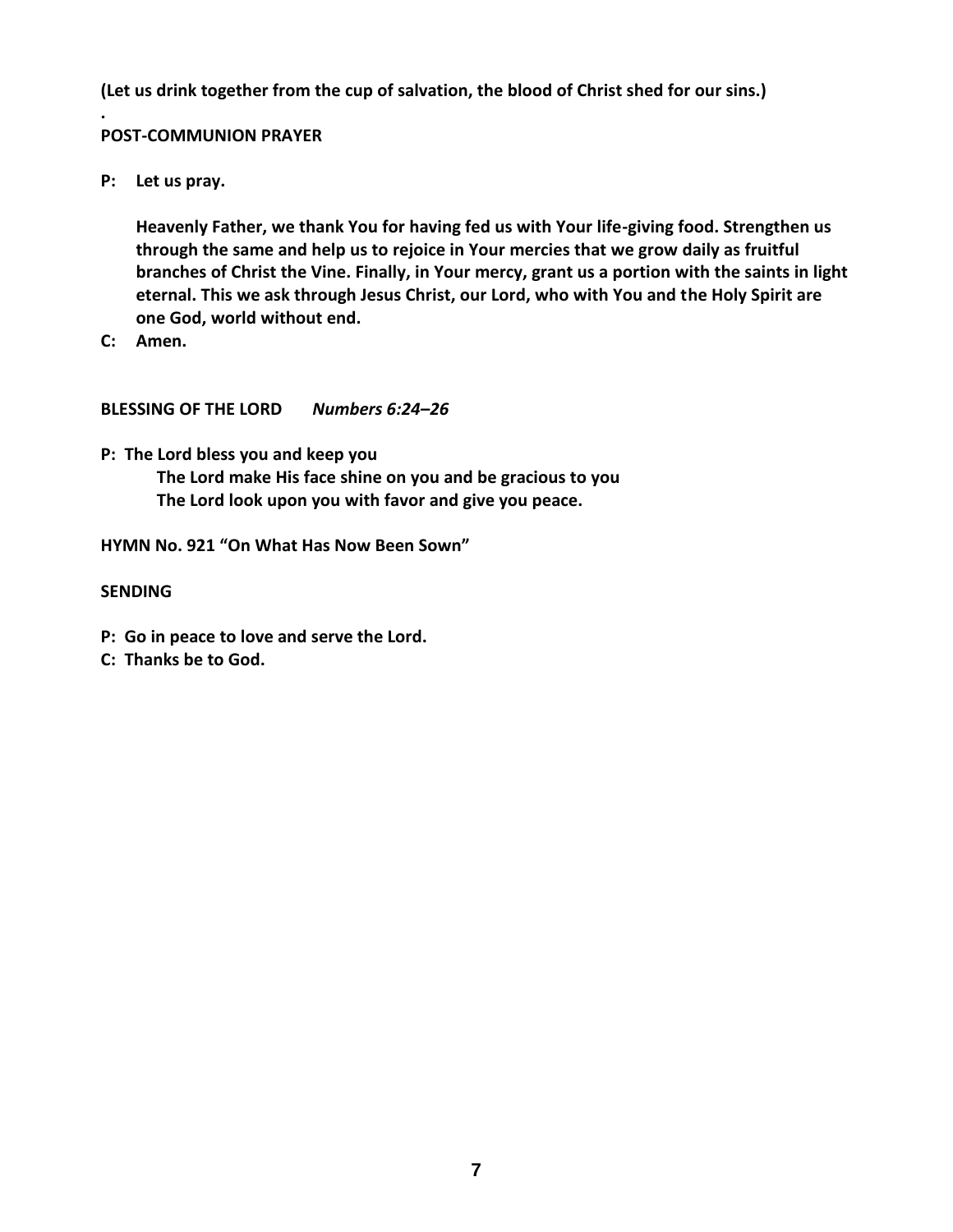**(Let us drink together from the cup of salvation, the blood of Christ shed for our sins.)**

.

**POST-COMMUNION PRAYER**

**P: Let us pray.**

**Heavenly Father, we thank You for having fed us with Your life-giving food. Strengthen us through the same and help us to rejoice in Your mercies that we grow daily as fruitful branches of Christ the Vine. Finally, in Your mercy, grant us a portion with the saints in light eternal. This we ask through Jesus Christ, our Lord, who with You and the Holy Spirit are one God, world without end.**

**C: Amen.**

**BLESSING OF THE LORD** ***Numbers 6:24–26***

**P: The Lord bless you and keep you**
**The Lord make His face shine on you and be gracious to you**
**The Lord look upon you with favor and give you peace.**

**HYMN No. 921 "On What Has Now Been Sown"**

**SENDING**

**P: Go in peace to love and serve the Lord.**

**C: Thanks be to God.**